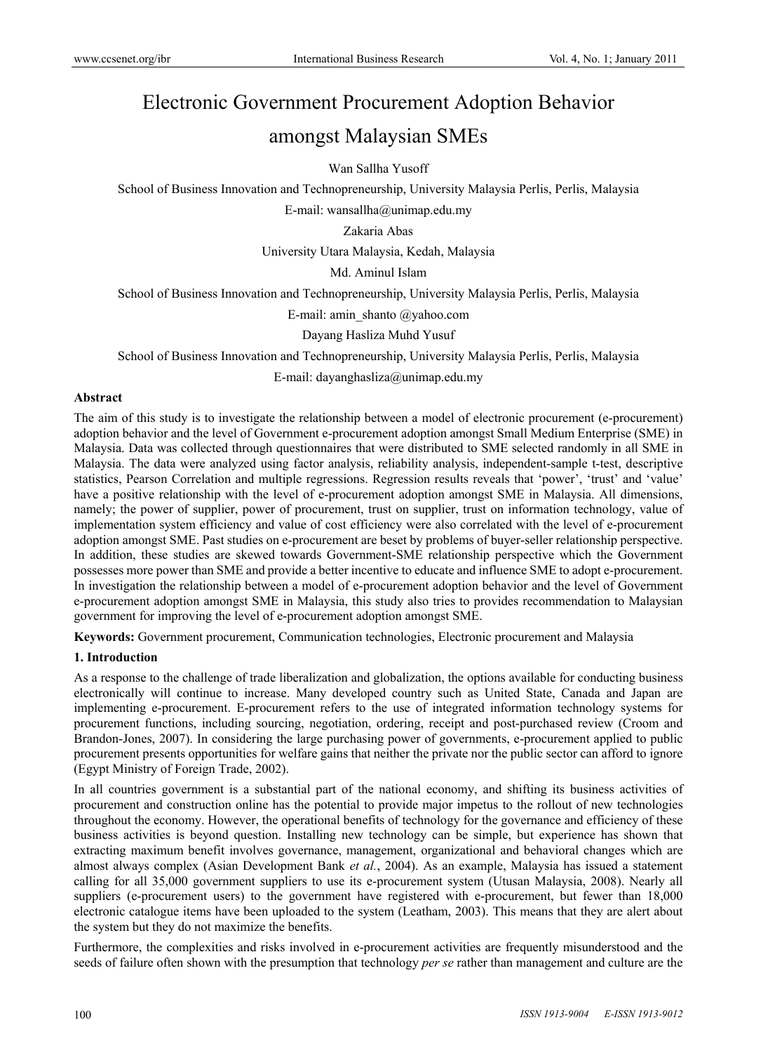# Electronic Government Procurement Adoption Behavior amongst Malaysian SMEs

Wan Sallha Yusoff

School of Business Innovation and Technopreneurship, University Malaysia Perlis, Perlis, Malaysia

E-mail: wansallha@unimap.edu.my

Zakaria Abas

University Utara Malaysia, Kedah, Malaysia

Md. Aminul Islam

School of Business Innovation and Technopreneurship, University Malaysia Perlis, Perlis, Malaysia

E-mail: amin_shanto @yahoo.com

Dayang Hasliza Muhd Yusuf

School of Business Innovation and Technopreneurship, University Malaysia Perlis, Perlis, Malaysia

E-mail: dayanghasliza@unimap.edu.my

## Abstract

The aim of this study is to investigate the relationship between a model of electronic procurement (e-procurement) adoption behavior and the level of Government e-procurement adoption amongst Small Medium Enterprise (SME) in Malaysia. Data was collected through questionnaires that were distributed to SME selected randomly in all SME in Malaysia. The data were analyzed using factor analysis, reliability analysis, independent-sample t-test, descriptive statistics, Pearson Correlation and multiple regressions. Regression results reveals that 'power', 'trust' and 'value' have a positive relationship with the level of e-procurement adoption amongst SME in Malaysia. All dimensions, namely; the power of supplier, power of procurement, trust on supplier, trust on information technology, value of implementation system efficiency and value of cost efficiency were also correlated with the level of e-procurement adoption amongst SME. Past studies on e-procurement are beset by problems of buyer-seller relationship perspective. In addition, these studies are skewed towards Government-SME relationship perspective which the Government possesses more power than SME and provide a better incentive to educate and influence SME to adopt e-procurement. In investigation the relationship between a model of e-procurement adoption behavior and the level of Government e-procurement adoption amongst SME in Malaysia, this study also tries to provides recommendation to Malaysian government for improving the level of e-procurement adoption amongst SME.

**Keywords:** Government procurement, Communication technologies, Electronic procurement and Malaysia

## 1. Introduction

As a response to the challenge of trade liberalization and globalization, the options available for conducting business electronically will continue to increase. Many developed country such as United State, Canada and Japan are implementing e-procurement. E-procurement refers to the use of integrated information technology systems for procurement functions, including sourcing, negotiation, ordering, receipt and post-purchased review (Croom and Brandon-Jones, 2007). In considering the large purchasing power of governments, e-procurement applied to public procurement presents opportunities for welfare gains that neither the private nor the public sector can afford to ignore (Egypt Ministry of Foreign Trade, 2002).

In all countries government is a substantial part of the national economy, and shifting its business activities of procurement and construction online has the potential to provide major impetus to the rollout of new technologies throughout the economy. However, the operational benefits of technology for the governance and efficiency of these business activities is beyond question. Installing new technology can be simple, but experience has shown that extracting maximum benefit involves governance, management, organizational and behavioral changes which are almost always complex (Asian Development Bank *et al.*, 2004). As an example, Malaysia has issued a statement calling for all 35,000 government suppliers to use its e-procurement system (Utusan Malaysia, 2008). Nearly all suppliers (e-procurement users) to the government have registered with e-procurement, but fewer than 18,000 electronic catalogue items have been uploaded to the system (Leatham, 2003). This means that they are alert about the system but they do not maximize the benefits.

Furthermore, the complexities and risks involved in e-procurement activities are frequently misunderstood and the seeds of failure often shown with the presumption that technology *per se* rather than management and culture are the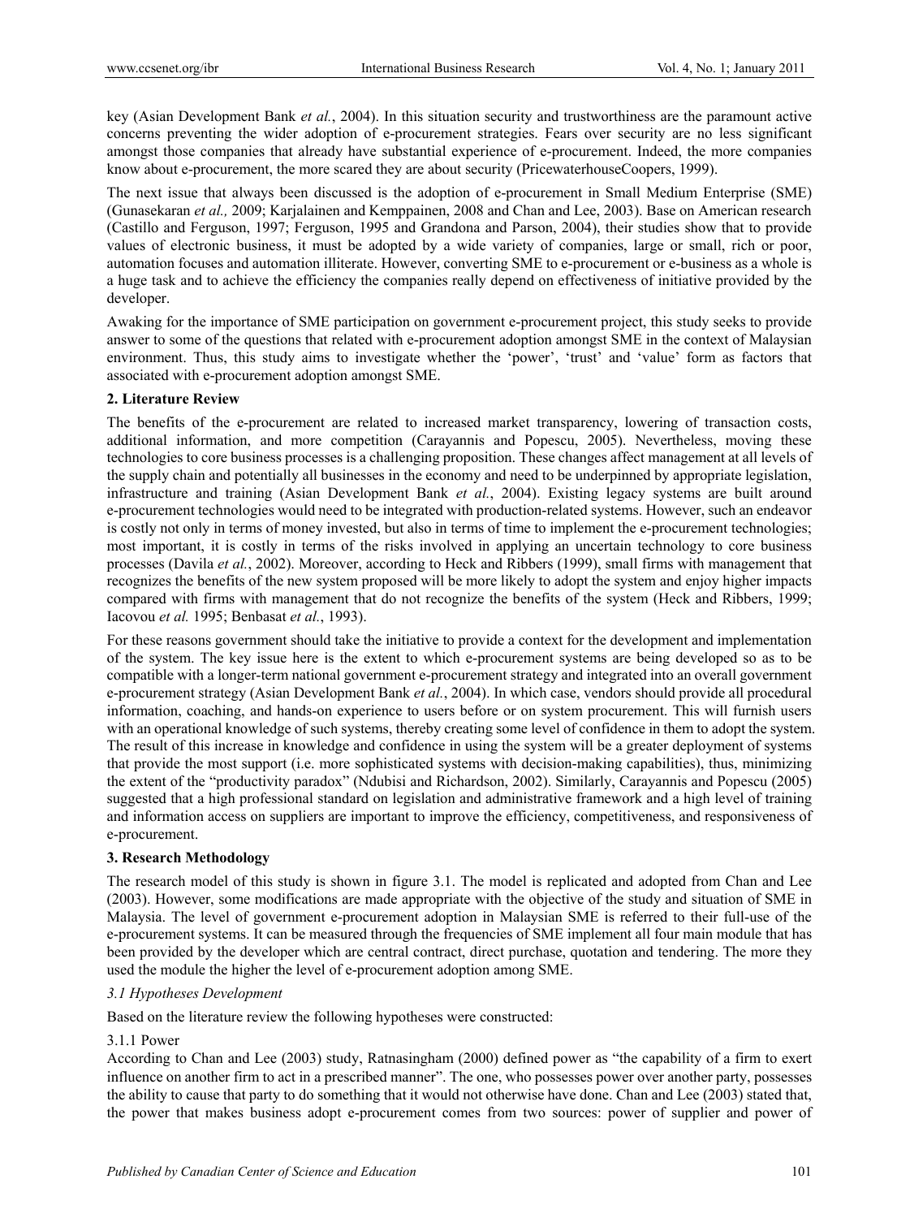key (Asian Development Bank *et al.*, 2004). In this situation security and trustworthiness are the paramount active concerns preventing the wider adoption of e-procurement strategies. Fears over security are no less significant amongst those companies that already have substantial experience of e-procurement. Indeed, the more companies know about e-procurement, the more scared they are about security (PricewaterhouseCoopers, 1999).

The next issue that always been discussed is the adoption of e-procurement in Small Medium Enterprise (SME) (Gunasekaran *et al.,* 2009; Karjalainen and Kemppainen, 2008 and Chan and Lee, 2003). Base on American research (Castillo and Ferguson, 1997; Ferguson, 1995 and Grandona and Parson, 2004), their studies show that to provide values of electronic business, it must be adopted by a wide variety of companies, large or small, rich or poor, automation focuses and automation illiterate. However, converting SME to e-procurement or e-business as a whole is a huge task and to achieve the efficiency the companies really depend on effectiveness of initiative provided by the developer.

Awaking for the importance of SME participation on government e-procurement project, this study seeks to provide answer to some of the questions that related with e-procurement adoption amongst SME in the context of Malaysian environment. Thus, this study aims to investigate whether the 'power', 'trust' and 'value' form as factors that associated with e-procurement adoption amongst SME.

## 2. Literature Review

The benefits of the e-procurement are related to increased market transparency, lowering of transaction costs, additional information, and more competition (Carayannis and Popescu, 2005). Nevertheless, moving these technologies to core business processes is a challenging proposition. These changes affect management at all levels of the supply chain and potentially all businesses in the economy and need to be underpinned by appropriate legislation, infrastructure and training (Asian Development Bank *et al.*, 2004). Existing legacy systems are built around e-procurement technologies would need to be integrated with production-related systems. However, such an endeavor is costly not only in terms of money invested, but also in terms of time to implement the e-procurement technologies; most important, it is costly in terms of the risks involved in applying an uncertain technology to core business processes (Davila *et al.*, 2002). Moreover, according to Heck and Ribbers (1999), small firms with management that recognizes the benefits of the new system proposed will be more likely to adopt the system and enjoy higher impacts compared with firms with management that do not recognize the benefits of the system (Heck and Ribbers, 1999; Iacovou *et al.* 1995; Benbasat *et al.*, 1993).

For these reasons government should take the initiative to provide a context for the development and implementation of the system. The key issue here is the extent to which e-procurement systems are being developed so as to be compatible with a longer-term national government e-procurement strategy and integrated into an overall government e-procurement strategy (Asian Development Bank *et al.*, 2004). In which case, vendors should provide all procedural information, coaching, and hands-on experience to users before or on system procurement. This will furnish users with an operational knowledge of such systems, thereby creating some level of confidence in them to adopt the system. The result of this increase in knowledge and confidence in using the system will be a greater deployment of systems that provide the most support (i.e. more sophisticated systems with decision-making capabilities), thus, minimizing the extent of the "productivity paradox" (Ndubisi and Richardson, 2002). Similarly, Carayannis and Popescu (2005) suggested that a high professional standard on legislation and administrative framework and a high level of training and information access on suppliers are important to improve the efficiency, competitiveness, and responsiveness of e-procurement.

## 3. Research Methodology

The research model of this study is shown in figure 3.1. The model is replicated and adopted from Chan and Lee (2003). However, some modifications are made appropriate with the objective of the study and situation of SME in Malaysia. The level of government e-procurement adoption in Malaysian SME is referred to their full-use of the e-procurement systems. It can be measured through the frequencies of SME implement all four main module that has been provided by the developer which are central contract, direct purchase, quotation and tendering. The more they used the module the higher the level of e-procurement adoption among SME.

### *3.1 Hypotheses Development*

Based on the literature review the following hypotheses were constructed:

#### 3.1.1 Power

According to Chan and Lee (2003) study, Ratnasingham (2000) defined power as "the capability of a firm to exert influence on another firm to act in a prescribed manner". The one, who possesses power over another party, possesses the ability to cause that party to do something that it would not otherwise have done. Chan and Lee (2003) stated that, the power that makes business adopt e-procurement comes from two sources: power of supplier and power of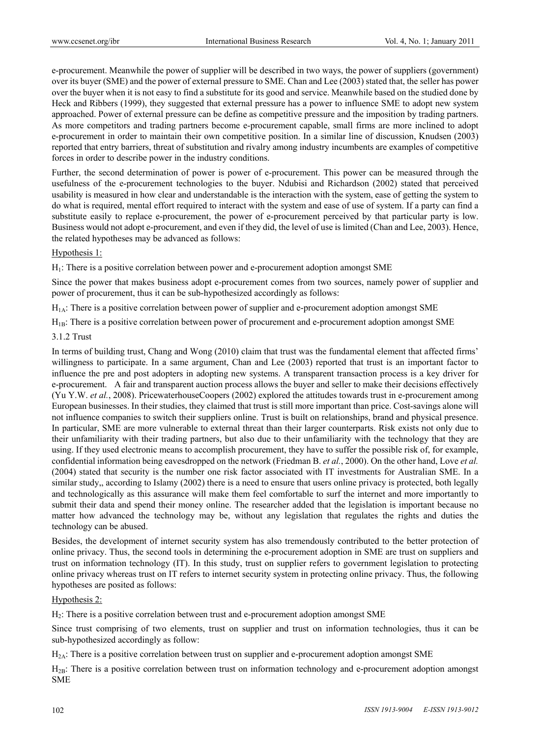e-procurement. Meanwhile the power of supplier will be described in two ways, the power of suppliers (government) over its buyer (SME) and the power of external pressure to SME. Chan and Lee (2003) stated that, the seller has power over the buyer when it is not easy to find a substitute for its good and service. Meanwhile based on the studied done by Heck and Ribbers (1999), they suggested that external pressure has a power to influence SME to adopt new system approached. Power of external pressure can be define as competitive pressure and the imposition by trading partners. As more competitors and trading partners become e-procurement capable, small firms are more inclined to adopt e-procurement in order to maintain their own competitive position. In a similar line of discussion, Knudsen (2003) reported that entry barriers, threat of substitution and rivalry among industry incumbents are examples of competitive forces in order to describe power in the industry conditions.

Further, the second determination of power is power of e-procurement. This power can be measured through the usefulness of the e-procurement technologies to the buyer. Ndubisi and Richardson (2002) stated that perceived usability is measured in how clear and understandable is the interaction with the system, ease of getting the system to do what is required, mental effort required to interact with the system and ease of use of system. If a party can find a substitute easily to replace e-procurement, the power of e-procurement perceived by that particular party is low. Business would not adopt e-procurement, and even if they did, the level of use is limited (Chan and Lee, 2003). Hence, the related hypotheses may be advanced as follows:

Hypothesis 1:

$H_1$: There is a positive correlation between power and e-procurement adoption amongst SME

Since the power that makes business adopt e-procurement comes from two sources, namely power of supplier and power of procurement, thus it can be sub-hypothesized accordingly as follows:

$H_{1A}$: There is a positive correlation between power of supplier and e-procurement adoption amongst SME

$H_{1B}$: There is a positive correlation between power of procurement and e-procurement adoption amongst SME

### 3.1.2 Trust

In terms of building trust, Chang and Wong (2010) claim that trust was the fundamental element that affected firms' willingness to participate. In a same argument, Chan and Lee (2003) reported that trust is an important factor to influence the pre and post adopters in adopting new systems. A transparent transaction process is a key driver for e-procurement. A fair and transparent auction process allows the buyer and seller to make their decisions effectively (Yu Y.W. *et al.*, 2008). PricewaterhouseCoopers (2002) explored the attitudes towards trust in e-procurement among European businesses. In their studies, they claimed that trust is still more important than price. Cost-savings alone will not influence companies to switch their suppliers online. Trust is built on relationships, brand and physical presence. In particular, SME are more vulnerable to external threat than their larger counterparts. Risk exists not only due to their unfamiliarity with their trading partners, but also due to their unfamiliarity with the technology that they are using. If they used electronic means to accomplish procurement, they have to suffer the possible risk of, for example, confidential information being eavesdropped on the network (Friedman B. *et al.*, 2000). On the other hand, Love *et al.* (2004) stated that security is the number one risk factor associated with IT investments for Australian SME. In a similar study,, according to Islamy (2002) there is a need to ensure that users online privacy is protected, both legally and technologically as this assurance will make them feel comfortable to surf the internet and more importantly to submit their data and spend their money online. The researcher added that the legislation is important because no matter how advanced the technology may be, without any legislation that regulates the rights and duties the technology can be abused.

Besides, the development of internet security system has also tremendously contributed to the better protection of online privacy. Thus, the second tools in determining the e-procurement adoption in SME are trust on suppliers and trust on information technology (IT). In this study, trust on supplier refers to government legislation to protecting online privacy whereas trust on IT refers to internet security system in protecting online privacy. Thus, the following hypotheses are posited as follows:

Hypothesis 2:

$H_2$: There is a positive correlation between trust and e-procurement adoption amongst SME

Since trust comprising of two elements, trust on supplier and trust on information technologies, thus it can be sub-hypothesized accordingly as follow:

$H_{2A}$: There is a positive correlation between trust on supplier and e-procurement adoption amongst SME

$H_{2B}$: There is a positive correlation between trust on information technology and e-procurement adoption amongst SME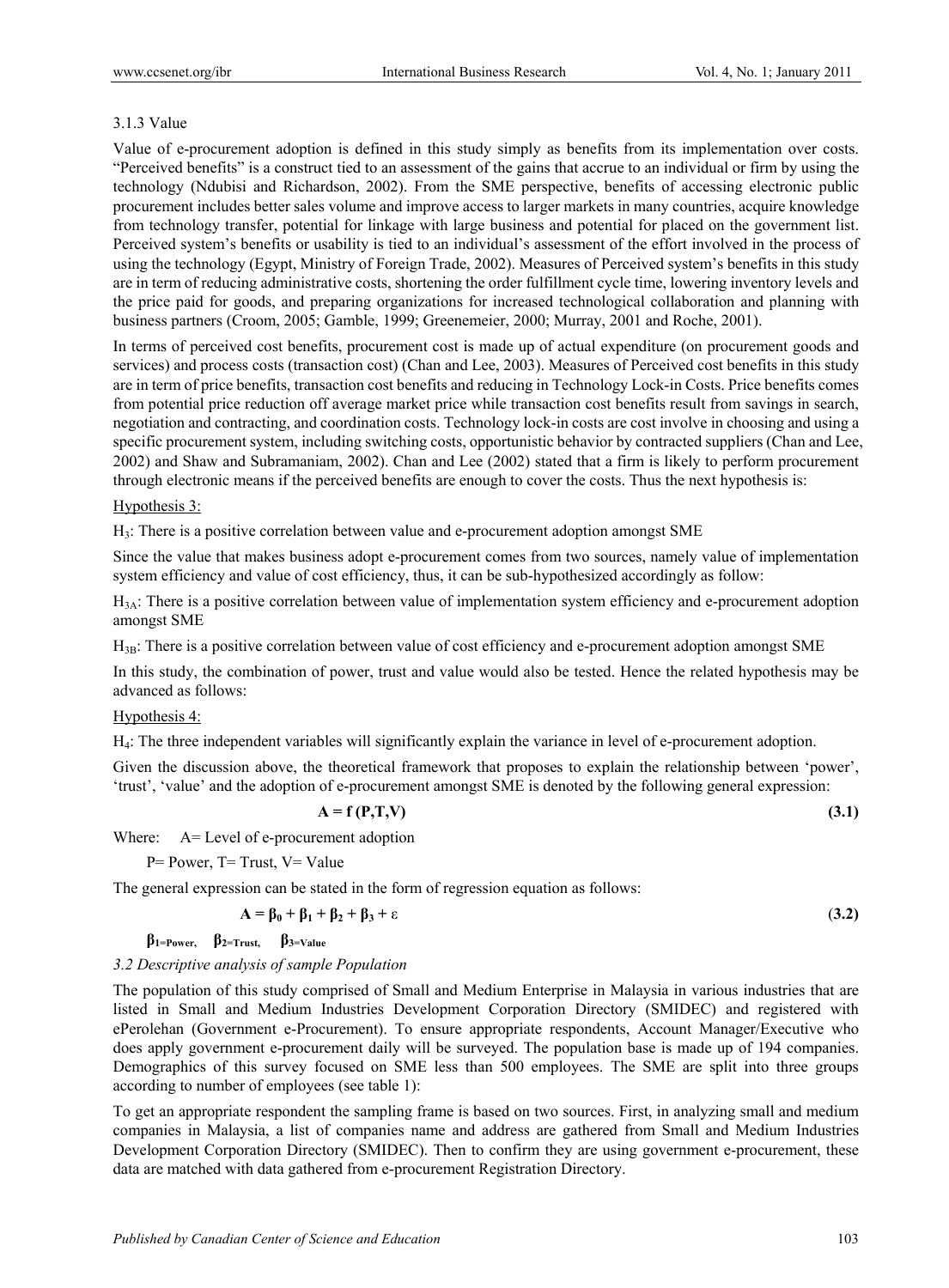### 3.1.3 Value

Value of e-procurement adoption is defined in this study simply as benefits from its implementation over costs. "Perceived benefits" is a construct tied to an assessment of the gains that accrue to an individual or firm by using the technology (Ndubisi and Richardson, 2002). From the SME perspective, benefits of accessing electronic public procurement includes better sales volume and improve access to larger markets in many countries, acquire knowledge from technology transfer, potential for linkage with large business and potential for placed on the government list. Perceived system's benefits or usability is tied to an individual's assessment of the effort involved in the process of using the technology (Egypt, Ministry of Foreign Trade, 2002). Measures of Perceived system's benefits in this study are in term of reducing administrative costs, shortening the order fulfillment cycle time, lowering inventory levels and the price paid for goods, and preparing organizations for increased technological collaboration and planning with business partners (Croom, 2005; Gamble, 1999; Greenemeier, 2000; Murray, 2001 and Roche, 2001).

In terms of perceived cost benefits, procurement cost is made up of actual expenditure (on procurement goods and services) and process costs (transaction cost) (Chan and Lee, 2003). Measures of Perceived cost benefits in this study are in term of price benefits, transaction cost benefits and reducing in Technology Lock-in Costs. Price benefits comes from potential price reduction off average market price while transaction cost benefits result from savings in search, negotiation and contracting, and coordination costs. Technology lock-in costs are cost involve in choosing and using a specific procurement system, including switching costs, opportunistic behavior by contracted suppliers (Chan and Lee, 2002) and Shaw and Subramaniam, 2002). Chan and Lee (2002) stated that a firm is likely to perform procurement through electronic means if the perceived benefits are enough to cover the costs. Thus the next hypothesis is:

Hypothesis 3:

$H_3$: There is a positive correlation between value and e-procurement adoption amongst SME

Since the value that makes business adopt e-procurement comes from two sources, namely value of implementation system efficiency and value of cost efficiency, thus, it can be sub-hypothesized accordingly as follow:

$H_{3A}$: There is a positive correlation between value of implementation system efficiency and e-procurement adoption amongst SME

$H_{3B}$: There is a positive correlation between value of cost efficiency and e-procurement adoption amongst SME

In this study, the combination of power, trust and value would also be tested. Hence the related hypothesis may be advanced as follows:

Hypothesis 4:

$H_4$: The three independent variables will significantly explain the variance in level of e-procurement adoption.

Given the discussion above, the theoretical framework that proposes to explain the relationship between 'power', 'trust', 'value' and the adoption of e-procurement amongst SME is denoted by the following general expression:

$$\mathbf{A = f\,(P,T,V)} \tag{3.1}$$

Where: A= Level of e-procurement adoption

P= Power, T= Trust, V= Value

The general expression can be stated in the form of regression equation as follows:

$$\mathbf{A = \beta_0 + \beta_1 + \beta_2 + \beta_3 + \varepsilon} \tag{3.2}$$

$\beta_{1=\text{Power}}$, $\beta_{2=\text{Trust}}$, $\beta_{3=\text{Value}}$

### *3.2 Descriptive analysis of sample Population*

The population of this study comprised of Small and Medium Enterprise in Malaysia in various industries that are listed in Small and Medium Industries Development Corporation Directory (SMIDEC) and registered with ePerolehan (Government e-Procurement). To ensure appropriate respondents, Account Manager/Executive who does apply government e-procurement daily will be surveyed. The population base is made up of 194 companies. Demographics of this survey focused on SME less than 500 employees. The SME are split into three groups according to number of employees (see table 1):

To get an appropriate respondent the sampling frame is based on two sources. First, in analyzing small and medium companies in Malaysia, a list of companies name and address are gathered from Small and Medium Industries Development Corporation Directory (SMIDEC). Then to confirm they are using government e-procurement, these data are matched with data gathered from e-procurement Registration Directory.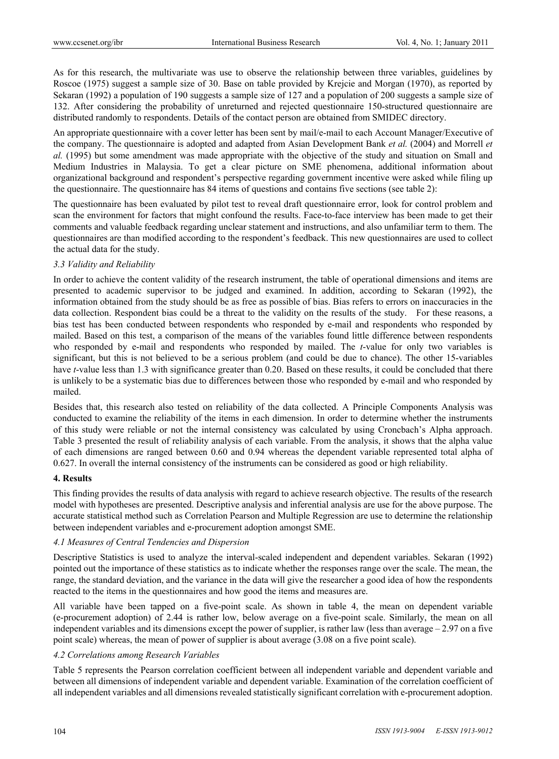As for this research, the multivariate was use to observe the relationship between three variables, guidelines by Roscoe (1975) suggest a sample size of 30. Base on table provided by Krejcie and Morgan (1970), as reported by Sekaran (1992) a population of 190 suggests a sample size of 127 and a population of 200 suggests a sample size of 132. After considering the probability of unreturned and rejected questionnaire 150-structured questionnaire are distributed randomly to respondents. Details of the contact person are obtained from SMIDEC directory.

An appropriate questionnaire with a cover letter has been sent by mail/e-mail to each Account Manager/Executive of the company. The questionnaire is adopted and adapted from Asian Development Bank *et al.* (2004) and Morrell *et al.* (1995) but some amendment was made appropriate with the objective of the study and situation on Small and Medium Industries in Malaysia. To get a clear picture on SME phenomena, additional information about organizational background and respondent's perspective regarding government incentive were asked while filing up the questionnaire. The questionnaire has 84 items of questions and contains five sections (see table 2):

The questionnaire has been evaluated by pilot test to reveal draft questionnaire error, look for control problem and scan the environment for factors that might confound the results. Face-to-face interview has been made to get their comments and valuable feedback regarding unclear statement and instructions, and also unfamiliar term to them. The questionnaires are than modified according to the respondent's feedback. This new questionnaires are used to collect the actual data for the study.

### *3.3 Validity and Reliability*

In order to achieve the content validity of the research instrument, the table of operational dimensions and items are presented to academic supervisor to be judged and examined. In addition, according to Sekaran (1992), the information obtained from the study should be as free as possible of bias. Bias refers to errors on inaccuracies in the data collection. Respondent bias could be a threat to the validity on the results of the study. For these reasons, a bias test has been conducted between respondents who responded by e-mail and respondents who responded by mailed. Based on this test, a comparison of the means of the variables found little difference between respondents who responded by e-mail and respondents who responded by mailed. The *t*-value for only two variables is significant, but this is not believed to be a serious problem (and could be due to chance). The other 15-variables have *t*-value less than 1.3 with significance greater than 0.20. Based on these results, it could be concluded that there is unlikely to be a systematic bias due to differences between those who responded by e-mail and who responded by mailed.

Besides that, this research also tested on reliability of the data collected. A Principle Components Analysis was conducted to examine the reliability of the items in each dimension. In order to determine whether the instruments of this study were reliable or not the internal consistency was calculated by using Croncbach's Alpha approach. Table 3 presented the result of reliability analysis of each variable. From the analysis, it shows that the alpha value of each dimensions are ranged between 0.60 and 0.94 whereas the dependent variable represented total alpha of 0.627. In overall the internal consistency of the instruments can be considered as good or high reliability.

## **4. Results**

This finding provides the results of data analysis with regard to achieve research objective. The results of the research model with hypotheses are presented. Descriptive analysis and inferential analysis are use for the above purpose. The accurate statistical method such as Correlation Pearson and Multiple Regression are use to determine the relationship between independent variables and e-procurement adoption amongst SME.

### *4.1 Measures of Central Tendencies and Dispersion*

Descriptive Statistics is used to analyze the interval-scaled independent and dependent variables. Sekaran (1992) pointed out the importance of these statistics as to indicate whether the responses range over the scale. The mean, the range, the standard deviation, and the variance in the data will give the researcher a good idea of how the respondents reacted to the items in the questionnaires and how good the items and measures are.

All variable have been tapped on a five-point scale. As shown in table 4, the mean on dependent variable (e-procurement adoption) of 2.44 is rather low, below average on a five-point scale. Similarly, the mean on all independent variables and its dimensions except the power of supplier, is rather law (less than average – 2.97 on a five point scale) whereas, the mean of power of supplier is about average (3.08 on a five point scale).

### *4.2 Correlations among Research Variables*

Table 5 represents the Pearson correlation coefficient between all independent variable and dependent variable and between all dimensions of independent variable and dependent variable. Examination of the correlation coefficient of all independent variables and all dimensions revealed statistically significant correlation with e-procurement adoption.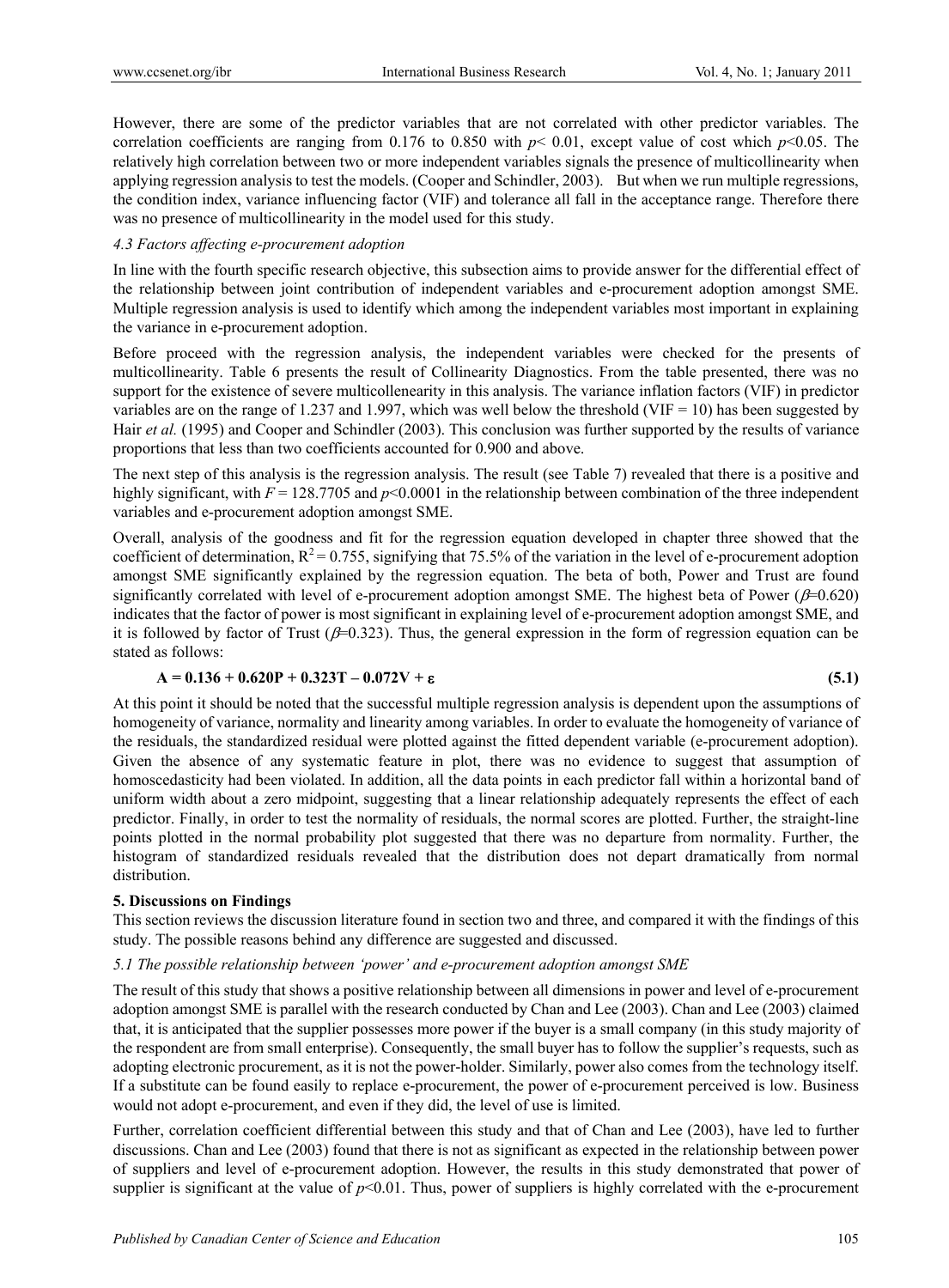However, there are some of the predictor variables that are not correlated with other predictor variables. The correlation coefficients are ranging from 0.176 to 0.850 with $p < 0.01$, except value of cost which $p<0.05$. The relatively high correlation between two or more independent variables signals the presence of multicollinearity when applying regression analysis to test the models. (Cooper and Schindler, 2003). But when we run multiple regressions, the condition index, variance influencing factor (VIF) and tolerance all fall in the acceptance range. Therefore there was no presence of multicollinearity in the model used for this study.

### *4.3 Factors affecting e-procurement adoption*

In line with the fourth specific research objective, this subsection aims to provide answer for the differential effect of the relationship between joint contribution of independent variables and e-procurement adoption amongst SME. Multiple regression analysis is used to identify which among the independent variables most important in explaining the variance in e-procurement adoption.

Before proceed with the regression analysis, the independent variables were checked for the presents of multicollinearity. Table 6 presents the result of Collinearity Diagnostics. From the table presented, there was no support for the existence of severe multicollinearity in this analysis. The variance inflation factors (VIF) in predictor variables are on the range of 1.237 and 1.997, which was well below the threshold (VIF = 10) has been suggested by Hair *et al.* (1995) and Cooper and Schindler (2003). This conclusion was further supported by the results of variance proportions that less than two coefficients accounted for 0.900 and above.

The next step of this analysis is the regression analysis. The result (see Table 7) revealed that there is a positive and highly significant, with $F = 128.7705$ and $p<0.0001$ in the relationship between combination of the three independent variables and e-procurement adoption amongst SME.

Overall, analysis of the goodness and fit for the regression equation developed in chapter three showed that the coefficient of determination, $R^2 = 0.755$, signifying that 75.5% of the variation in the level of e-procurement adoption amongst SME significantly explained by the regression equation. The beta of both, Power and Trust are found significantly correlated with level of e-procurement adoption amongst SME. The highest beta of Power ($\beta$=0.620) indicates that the factor of power is most significant in explaining level of e-procurement adoption amongst SME, and it is followed by factor of Trust ($\beta$=0.323). Thus, the general expression in the form of regression equation can be stated as follows:

$$\mathbf{A = 0.136 + 0.620P + 0.323T - 0.072V + \varepsilon} \qquad (5.1)$$

At this point it should be noted that the successful multiple regression analysis is dependent upon the assumptions of homogeneity of variance, normality and linearity among variables. In order to evaluate the homogeneity of variance of the residuals, the standardized residual were plotted against the fitted dependent variable (e-procurement adoption). Given the absence of any systematic feature in plot, there was no evidence to suggest that assumption of homoscedasticity had been violated. In addition, all the data points in each predictor fall within a horizontal band of uniform width about a zero midpoint, suggesting that a linear relationship adequately represents the effect of each predictor. Finally, in order to test the normality of residuals, the normal scores are plotted. Further, the straight-line points plotted in the normal probability plot suggested that there was no departure from normality. Further, the histogram of standardized residuals revealed that the distribution does not depart dramatically from normal distribution.

## 5. Discussions on Findings

This section reviews the discussion literature found in section two and three, and compared it with the findings of this study. The possible reasons behind any difference are suggested and discussed.

### *5.1 The possible relationship between 'power' and e-procurement adoption amongst SME*

The result of this study that shows a positive relationship between all dimensions in power and level of e-procurement adoption amongst SME is parallel with the research conducted by Chan and Lee (2003). Chan and Lee (2003) claimed that, it is anticipated that the supplier possesses more power if the buyer is a small company (in this study majority of the respondent are from small enterprise). Consequently, the small buyer has to follow the supplier's requests, such as adopting electronic procurement, as it is not the power-holder. Similarly, power also comes from the technology itself. If a substitute can be found easily to replace e-procurement, the power of e-procurement perceived is low. Business would not adopt e-procurement, and even if they did, the level of use is limited.

Further, correlation coefficient differential between this study and that of Chan and Lee (2003), have led to further discussions. Chan and Lee (2003) found that there is not as significant as expected in the relationship between power of suppliers and level of e-procurement adoption. However, the results in this study demonstrated that power of supplier is significant at the value of $p<0.01$. Thus, power of suppliers is highly correlated with the e-procurement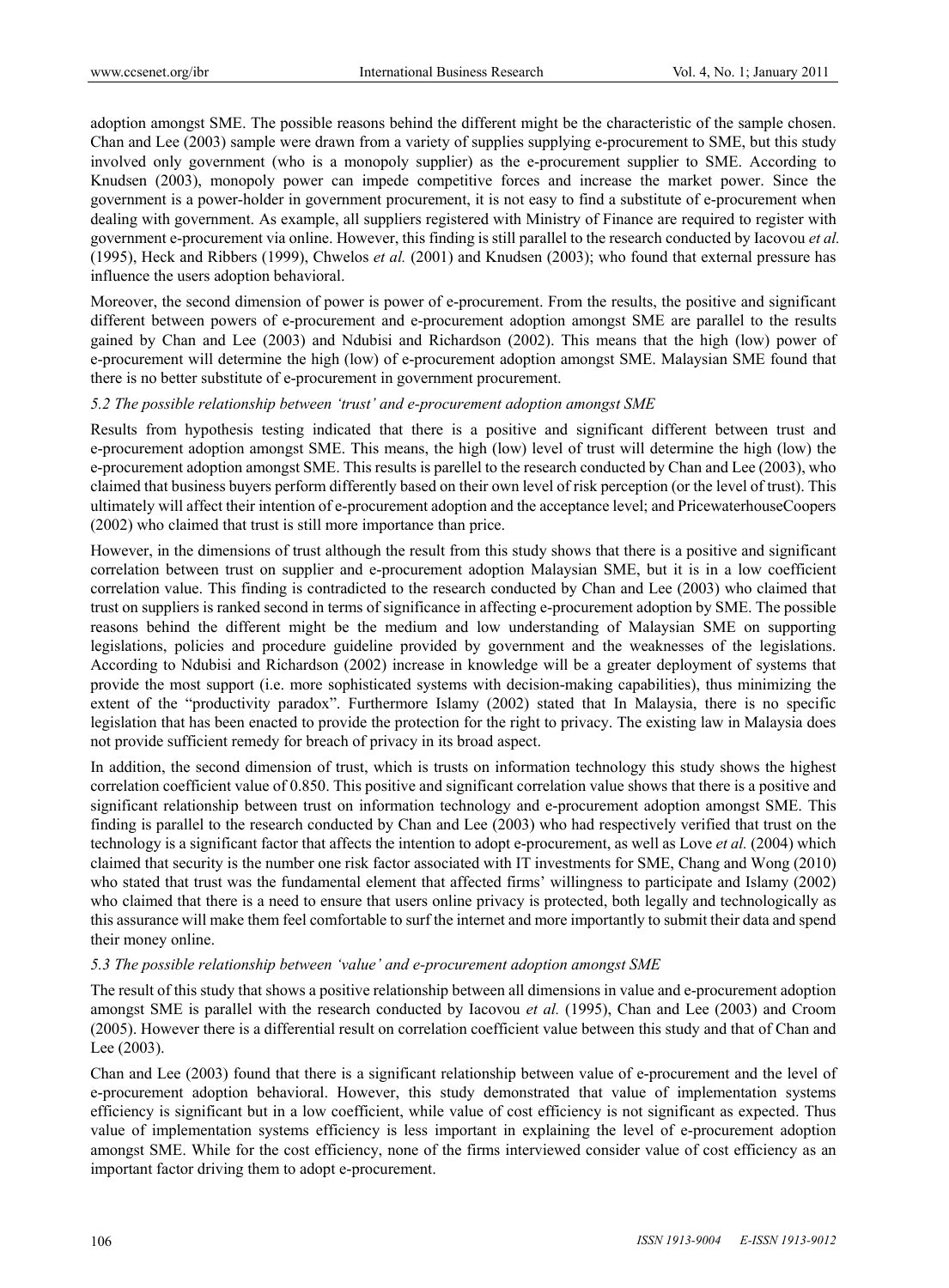adoption amongst SME. The possible reasons behind the different might be the characteristic of the sample chosen. Chan and Lee (2003) sample were drawn from a variety of supplies supplying e-procurement to SME, but this study involved only government (who is a monopoly supplier) as the e-procurement supplier to SME. According to Knudsen (2003), monopoly power can impede competitive forces and increase the market power. Since the government is a power-holder in government procurement, it is not easy to find a substitute of e-procurement when dealing with government. As example, all suppliers registered with Ministry of Finance are required to register with government e-procurement via online. However, this finding is still parallel to the research conducted by Iacovou *et al.* (1995), Heck and Ribbers (1999), Chwelos *et al.* (2001) and Knudsen (2003); who found that external pressure has influence the users adoption behavioral.

Moreover, the second dimension of power is power of e-procurement. From the results, the positive and significant different between powers of e-procurement and e-procurement adoption amongst SME are parallel to the results gained by Chan and Lee (2003) and Ndubisi and Richardson (2002). This means that the high (low) power of e-procurement will determine the high (low) of e-procurement adoption amongst SME. Malaysian SME found that there is no better substitute of e-procurement in government procurement.

*5.2 The possible relationship between 'trust' and e-procurement adoption amongst SME*

Results from hypothesis testing indicated that there is a positive and significant different between trust and e-procurement adoption amongst SME. This means, the high (low) level of trust will determine the high (low) the e-procurement adoption amongst SME. This results is parellel to the research conducted by Chan and Lee (2003), who claimed that business buyers perform differently based on their own level of risk perception (or the level of trust). This ultimately will affect their intention of e-procurement adoption and the acceptance level; and PricewaterhouseCoopers (2002) who claimed that trust is still more importance than price.

However, in the dimensions of trust although the result from this study shows that there is a positive and significant correlation between trust on supplier and e-procurement adoption Malaysian SME, but it is in a low coefficient correlation value. This finding is contradicted to the research conducted by Chan and Lee (2003) who claimed that trust on suppliers is ranked second in terms of significance in affecting e-procurement adoption by SME. The possible reasons behind the different might be the medium and low understanding of Malaysian SME on supporting legislations, policies and procedure guideline provided by government and the weaknesses of the legislations. According to Ndubisi and Richardson (2002) increase in knowledge will be a greater deployment of systems that provide the most support (i.e. more sophisticated systems with decision-making capabilities), thus minimizing the extent of the "productivity paradox". Furthermore Islamy (2002) stated that In Malaysia, there is no specific legislation that has been enacted to provide the protection for the right to privacy. The existing law in Malaysia does not provide sufficient remedy for breach of privacy in its broad aspect.

In addition, the second dimension of trust, which is trusts on information technology this study shows the highest correlation coefficient value of 0.850. This positive and significant correlation value shows that there is a positive and significant relationship between trust on information technology and e-procurement adoption amongst SME. This finding is parallel to the research conducted by Chan and Lee (2003) who had respectively verified that trust on the technology is a significant factor that affects the intention to adopt e-procurement, as well as Love *et al.* (2004) which claimed that security is the number one risk factor associated with IT investments for SME, Chang and Wong (2010) who stated that trust was the fundamental element that affected firms' willingness to participate and Islamy (2002) who claimed that there is a need to ensure that users online privacy is protected, both legally and technologically as this assurance will make them feel comfortable to surf the internet and more importantly to submit their data and spend their money online.

*5.3 The possible relationship between 'value' and e-procurement adoption amongst SME*

The result of this study that shows a positive relationship between all dimensions in value and e-procurement adoption amongst SME is parallel with the research conducted by Iacovou *et al.* (1995), Chan and Lee (2003) and Croom (2005). However there is a differential result on correlation coefficient value between this study and that of Chan and Lee (2003).

Chan and Lee (2003) found that there is a significant relationship between value of e-procurement and the level of e-procurement adoption behavioral. However, this study demonstrated that value of implementation systems efficiency is significant but in a low coefficient, while value of cost efficiency is not significant as expected. Thus value of implementation systems efficiency is less important in explaining the level of e-procurement adoption amongst SME. While for the cost efficiency, none of the firms interviewed consider value of cost efficiency as an important factor driving them to adopt e-procurement.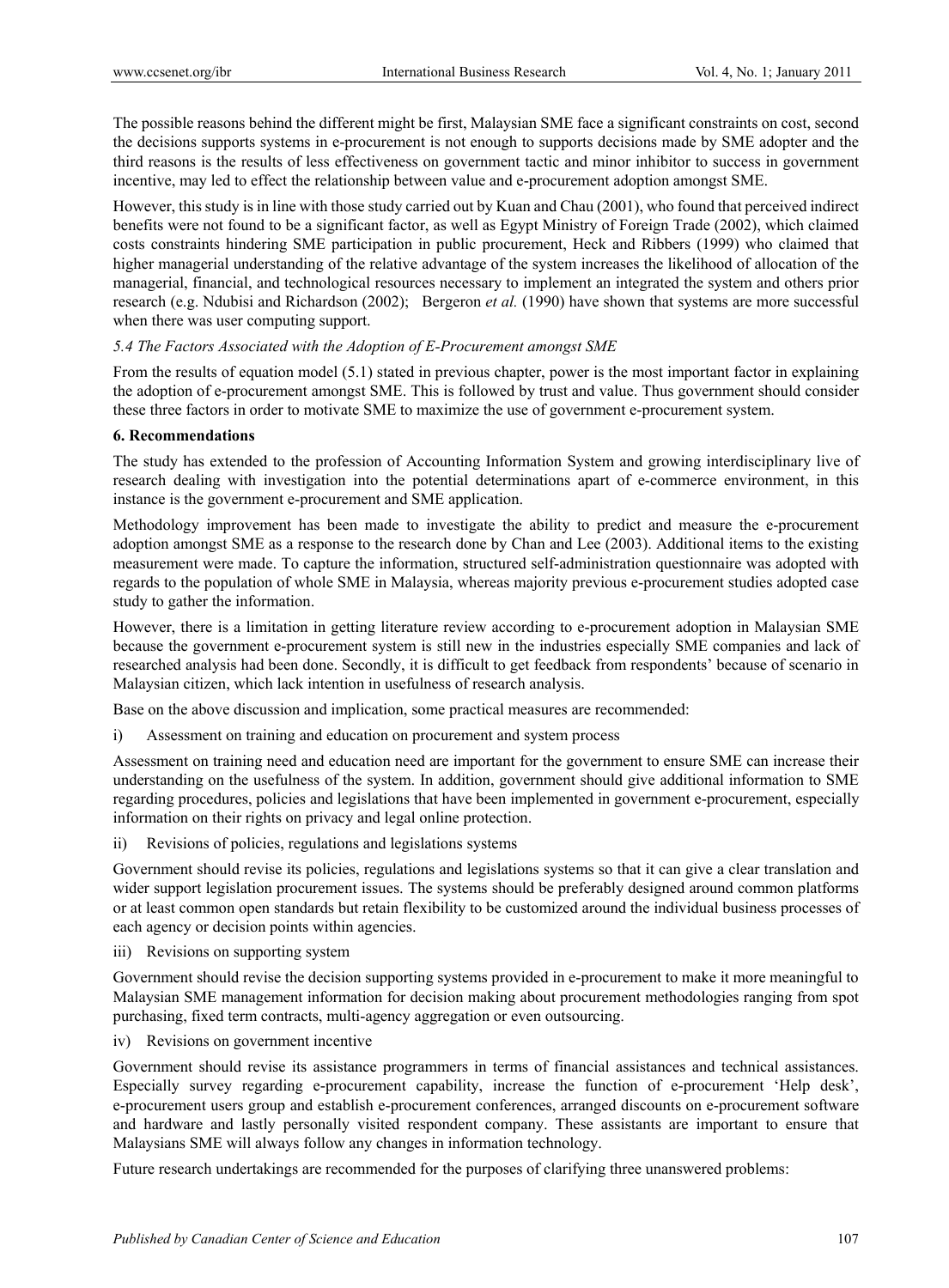The possible reasons behind the different might be first, Malaysian SME face a significant constraints on cost, second the decisions supports systems in e-procurement is not enough to supports decisions made by SME adopter and the third reasons is the results of less effectiveness on government tactic and minor inhibitor to success in government incentive, may led to effect the relationship between value and e-procurement adoption amongst SME.

However, this study is in line with those study carried out by Kuan and Chau (2001), who found that perceived indirect benefits were not found to be a significant factor, as well as Egypt Ministry of Foreign Trade (2002), which claimed costs constraints hindering SME participation in public procurement, Heck and Ribbers (1999) who claimed that higher managerial understanding of the relative advantage of the system increases the likelihood of allocation of the managerial, financial, and technological resources necessary to implement an integrated the system and others prior research (e.g. Ndubisi and Richardson (2002); Bergeron *et al.* (1990) have shown that systems are more successful when there was user computing support.

*5.4 The Factors Associated with the Adoption of E-Procurement amongst SME*

From the results of equation model (5.1) stated in previous chapter, power is the most important factor in explaining the adoption of e-procurement amongst SME. This is followed by trust and value. Thus government should consider these three factors in order to motivate SME to maximize the use of government e-procurement system.

## 6. Recommendations

The study has extended to the profession of Accounting Information System and growing interdisciplinary live of research dealing with investigation into the potential determinations apart of e-commerce environment, in this instance is the government e-procurement and SME application.

Methodology improvement has been made to investigate the ability to predict and measure the e-procurement adoption amongst SME as a response to the research done by Chan and Lee (2003). Additional items to the existing measurement were made. To capture the information, structured self-administration questionnaire was adopted with regards to the population of whole SME in Malaysia, whereas majority previous e-procurement studies adopted case study to gather the information.

However, there is a limitation in getting literature review according to e-procurement adoption in Malaysian SME because the government e-procurement system is still new in the industries especially SME companies and lack of researched analysis had been done. Secondly, it is difficult to get feedback from respondents' because of scenario in Malaysian citizen, which lack intention in usefulness of research analysis.

Base on the above discussion and implication, some practical measures are recommended:

i) Assessment on training and education on procurement and system process

Assessment on training need and education need are important for the government to ensure SME can increase their understanding on the usefulness of the system. In addition, government should give additional information to SME regarding procedures, policies and legislations that have been implemented in government e-procurement, especially information on their rights on privacy and legal online protection.

ii) Revisions of policies, regulations and legislations systems

Government should revise its policies, regulations and legislations systems so that it can give a clear translation and wider support legislation procurement issues. The systems should be preferably designed around common platforms or at least common open standards but retain flexibility to be customized around the individual business processes of each agency or decision points within agencies.

iii) Revisions on supporting system

Government should revise the decision supporting systems provided in e-procurement to make it more meaningful to Malaysian SME management information for decision making about procurement methodologies ranging from spot purchasing, fixed term contracts, multi-agency aggregation or even outsourcing.

iv) Revisions on government incentive

Government should revise its assistance programmers in terms of financial assistances and technical assistances. Especially survey regarding e-procurement capability, increase the function of e-procurement 'Help desk', e-procurement users group and establish e-procurement conferences, arranged discounts on e-procurement software and hardware and lastly personally visited respondent company. These assistants are important to ensure that Malaysians SME will always follow any changes in information technology.

Future research undertakings are recommended for the purposes of clarifying three unanswered problems: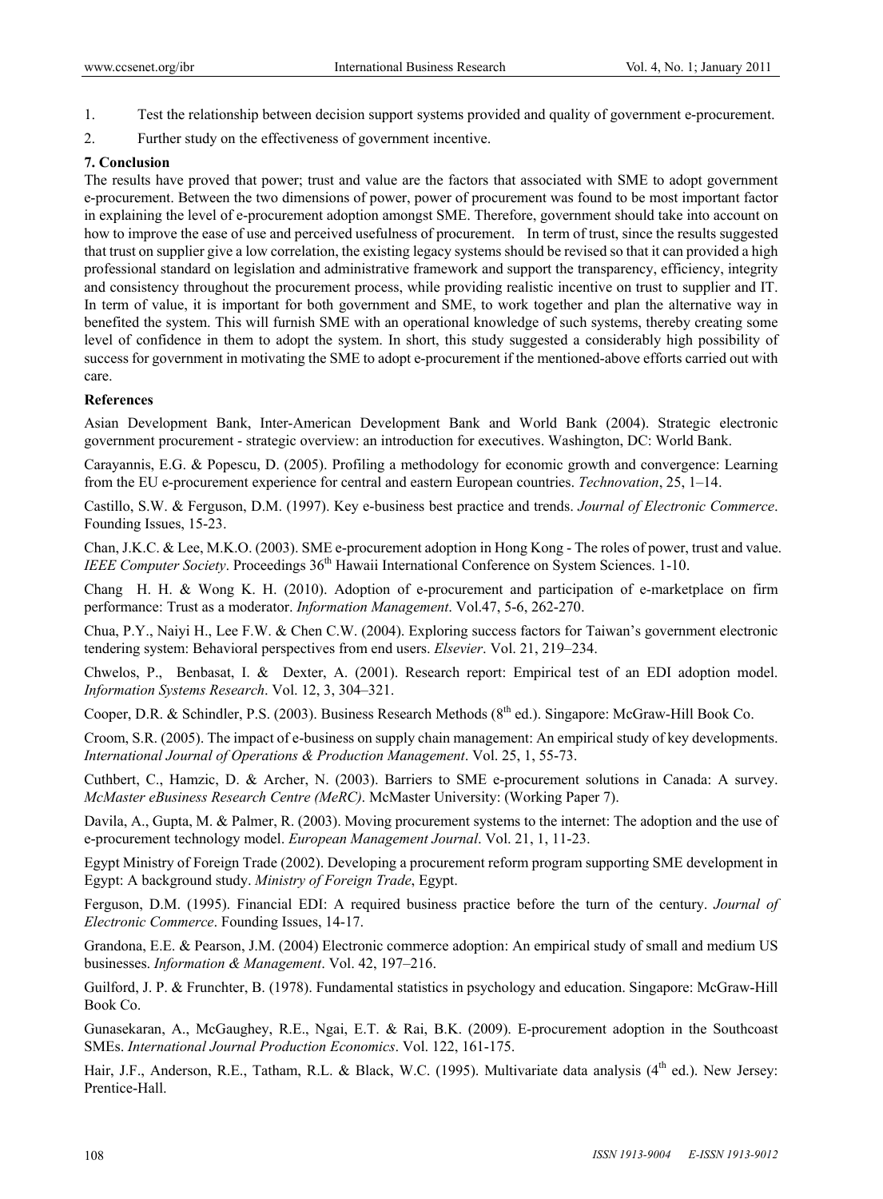1. Test the relationship between decision support systems provided and quality of government e-procurement.
2. Further study on the effectiveness of government incentive.

## 7. Conclusion

The results have proved that power; trust and value are the factors that associated with SME to adopt government e-procurement. Between the two dimensions of power, power of procurement was found to be most important factor in explaining the level of e-procurement adoption amongst SME. Therefore, government should take into account on how to improve the ease of use and perceived usefulness of procurement. In term of trust, since the results suggested that trust on supplier give a low correlation, the existing legacy systems should be revised so that it can provided a high professional standard on legislation and administrative framework and support the transparency, efficiency, integrity and consistency throughout the procurement process, while providing realistic incentive on trust to supplier and IT. In term of value, it is important for both government and SME, to work together and plan the alternative way in benefited the system. This will furnish SME with an operational knowledge of such systems, thereby creating some level of confidence in them to adopt the system. In short, this study suggested a considerably high possibility of success for government in motivating the SME to adopt e-procurement if the mentioned-above efforts carried out with care.

## References

Asian Development Bank, Inter-American Development Bank and World Bank (2004). Strategic electronic government procurement - strategic overview: an introduction for executives. Washington, DC: World Bank.

Carayannis, E.G. & Popescu, D. (2005). Profiling a methodology for economic growth and convergence: Learning from the EU e-procurement experience for central and eastern European countries. *Technovation*, 25, 1–14.

Castillo, S.W. & Ferguson, D.M. (1997). Key e-business best practice and trends. *Journal of Electronic Commerce*. Founding Issues, 15-23.

Chan, J.K.C. & Lee, M.K.O. (2003). SME e-procurement adoption in Hong Kong - The roles of power, trust and value. *IEEE Computer Society*. Proceedings 36th Hawaii International Conference on System Sciences. 1-10.

Chang H. H. & Wong K. H. (2010). Adoption of e-procurement and participation of e-marketplace on firm performance: Trust as a moderator. *Information Management*. Vol.47, 5-6, 262-270.

Chua, P.Y., Naiyi H., Lee F.W. & Chen C.W. (2004). Exploring success factors for Taiwan's government electronic tendering system: Behavioral perspectives from end users. *Elsevier*. Vol. 21, 219–234.

Chwelos, P., Benbasat, I. & Dexter, A. (2001). Research report: Empirical test of an EDI adoption model. *Information Systems Research*. Vol. 12, 3, 304–321.

Cooper, D.R. & Schindler, P.S. (2003). Business Research Methods (8th ed.). Singapore: McGraw-Hill Book Co.

Croom, S.R. (2005). The impact of e-business on supply chain management: An empirical study of key developments. *International Journal of Operations & Production Management*. Vol. 25, 1, 55-73.

Cuthbert, C., Hamzic, D. & Archer, N. (2003). Barriers to SME e-procurement solutions in Canada: A survey. *McMaster eBusiness Research Centre (MeRC)*. McMaster University: (Working Paper 7).

Davila, A., Gupta, M. & Palmer, R. (2003). Moving procurement systems to the internet: The adoption and the use of e-procurement technology model. *European Management Journal*. Vol. 21, 1, 11-23.

Egypt Ministry of Foreign Trade (2002). Developing a procurement reform program supporting SME development in Egypt: A background study. *Ministry of Foreign Trade*, Egypt.

Ferguson, D.M. (1995). Financial EDI: A required business practice before the turn of the century. *Journal of Electronic Commerce*. Founding Issues, 14-17.

Grandona, E.E. & Pearson, J.M. (2004) Electronic commerce adoption: An empirical study of small and medium US businesses. *Information & Management*. Vol. 42, 197–216.

Guilford, J. P. & Frunchter, B. (1978). Fundamental statistics in psychology and education. Singapore: McGraw-Hill Book Co.

Gunasekaran, A., McGaughey, R.E., Ngai, E.T. & Rai, B.K. (2009). E-procurement adoption in the Southcoast SMEs. *International Journal Production Economics*. Vol. 122, 161-175.

Hair, J.F., Anderson, R.E., Tatham, R.L. & Black, W.C. (1995). Multivariate data analysis (4th ed.). New Jersey: Prentice-Hall.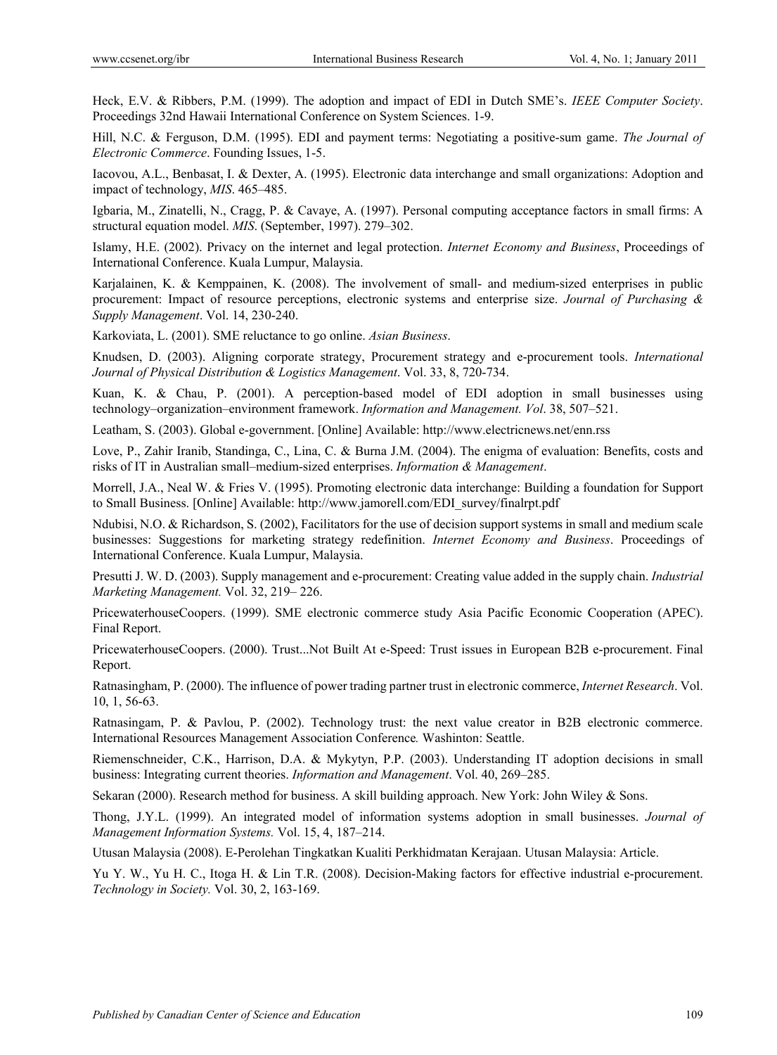Heck, E.V. & Ribbers, P.M. (1999). The adoption and impact of EDI in Dutch SME's. *IEEE Computer Society*. Proceedings 32nd Hawaii International Conference on System Sciences. 1-9.

Hill, N.C. & Ferguson, D.M. (1995). EDI and payment terms: Negotiating a positive-sum game. *The Journal of Electronic Commerce*. Founding Issues, 1-5.

Iacovou, A.L., Benbasat, I. & Dexter, A. (1995). Electronic data interchange and small organizations: Adoption and impact of technology, *MIS*. 465–485.

Igbaria, M., Zinatelli, N., Cragg, P. & Cavaye, A. (1997). Personal computing acceptance factors in small firms: A structural equation model. *MIS*. (September, 1997). 279–302.

Islamy, H.E. (2002). Privacy on the internet and legal protection. *Internet Economy and Business*, Proceedings of International Conference. Kuala Lumpur, Malaysia.

Karjalainen, K. & Kemppainen, K. (2008). The involvement of small- and medium-sized enterprises in public procurement: Impact of resource perceptions, electronic systems and enterprise size. *Journal of Purchasing & Supply Management*. Vol. 14, 230-240.

Karkoviata, L. (2001). SME reluctance to go online. *Asian Business*.

Knudsen, D. (2003). Aligning corporate strategy, Procurement strategy and e-procurement tools. *International Journal of Physical Distribution & Logistics Management*. Vol. 33, 8, 720-734.

Kuan, K. & Chau, P. (2001). A perception-based model of EDI adoption in small businesses using technology–organization–environment framework. *Information and Management. Vol*. 38, 507–521.

Leatham, S. (2003). Global e-government. [Online] Available: http://www.electricnews.net/enn.rss

Love, P., Zahir Iranib, Standinga, C., Lina, C. & Burna J.M. (2004). The enigma of evaluation: Benefits, costs and risks of IT in Australian small–medium-sized enterprises. *Information & Management*.

Morrell, J.A., Neal W. & Fries V. (1995). Promoting electronic data interchange: Building a foundation for Support to Small Business. [Online] Available: http://www.jamorell.com/EDI_survey/finalrpt.pdf

Ndubisi, N.O. & Richardson, S. (2002), Facilitators for the use of decision support systems in small and medium scale businesses: Suggestions for marketing strategy redefinition. *Internet Economy and Business*. Proceedings of International Conference. Kuala Lumpur, Malaysia.

Presutti J. W. D. (2003). Supply management and e-procurement: Creating value added in the supply chain. *Industrial Marketing Management.* Vol. 32, 219– 226.

PricewaterhouseCoopers. (1999). SME electronic commerce study Asia Pacific Economic Cooperation (APEC). Final Report.

PricewaterhouseCoopers. (2000). Trust...Not Built At e-Speed: Trust issues in European B2B e-procurement. Final Report.

Ratnasingham, P. (2000). The influence of power trading partner trust in electronic commerce, *Internet Research*. Vol. 10, 1, 56-63.

Ratnasingam, P. & Pavlou, P. (2002). Technology trust: the next value creator in B2B electronic commerce. International Resources Management Association Conference*.* Washinton: Seattle.

Riemenschneider, C.K., Harrison, D.A. & Mykytyn, P.P. (2003). Understanding IT adoption decisions in small business: Integrating current theories. *Information and Management*. Vol. 40, 269–285.

Sekaran (2000). Research method for business. A skill building approach. New York: John Wiley & Sons.

Thong, J.Y.L. (1999). An integrated model of information systems adoption in small businesses. *Journal of Management Information Systems.* Vol. 15, 4, 187–214.

Utusan Malaysia (2008). E-Perolehan Tingkatkan Kualiti Perkhidmatan Kerajaan. Utusan Malaysia: Article.

Yu Y. W., Yu H. C., Itoga H. & Lin T.R. (2008). Decision-Making factors for effective industrial e-procurement. *Technology in Society.* Vol. 30, 2, 163-169.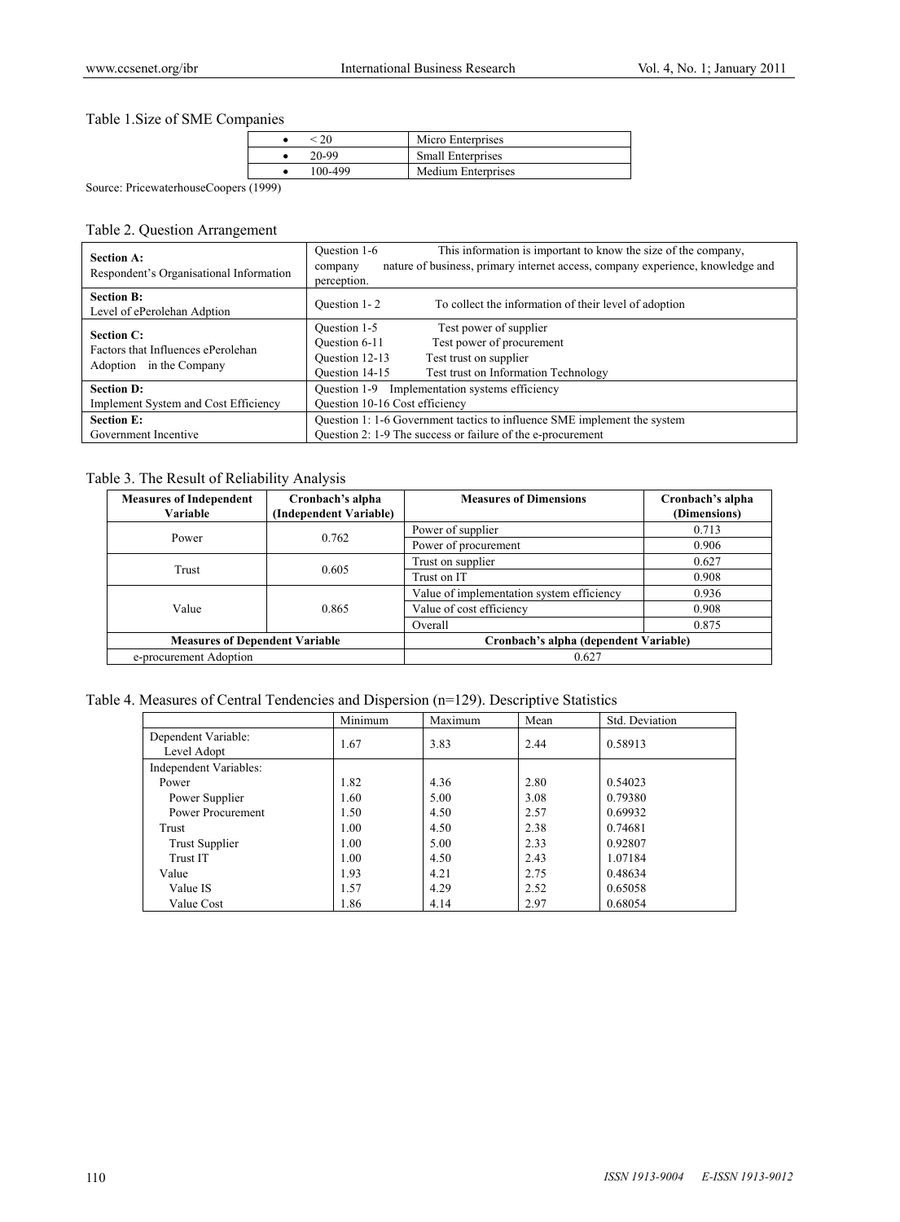Table 1.Size of SME Companies

| | |
|---|---|
| • < 20 | Micro Enterprises |
| • 20-99 | Small Enterprises |
| • 100-499 | Medium Enterprises |

Source: PricewaterhouseCoopers (1999)

Table 2. Question Arrangement

| | |
|---|---|
| **Section A:** Respondent's Organisational Information | Question 1-6 This information is important to know the size of the company, company nature of business, primary internet access, company experience, knowledge and perception. |
| **Section B:** Level of ePerolehan Adption | Question 1- 2 To collect the information of their level of adoption |
| **Section C:** Factors that Influences ePerolehan Adoption in the Company | Question 1-5 Test power of supplier<br>Question 6-11 Test power of procurement<br>Question 12-13 Test trust on supplier<br>Question 14-15 Test trust on Information Technology |
| **Section D:** Implement System and Cost Efficiency | Question 1-9 Implementation systems efficiency<br>Question 10-16 Cost efficiency |
| **Section E:** Government Incentive | Question 1: 1-6 Government tactics to influence SME implement the system<br>Question 2: 1-9 The success or failure of the e-procurement |

Table 3. The Result of Reliability Analysis

| Measures of Independent Variable | Cronbach's alpha (Independent Variable) | Measures of Dimensions | Cronbach's alpha (Dimensions) |
|---|---|---|---|
| Power | 0.762 | Power of supplier | 0.713 |
| | | Power of procurement | 0.906 |
| Trust | 0.605 | Trust on supplier | 0.627 |
| | | Trust on IT | 0.908 |
| Value | 0.865 | Value of implementation system efficiency | 0.936 |
| | | Value of cost efficiency | 0.908 |
| | | Overall | 0.875 |
| **Measures of Dependent Variable** | | **Cronbach's alpha (dependent Variable)** | |
| e-procurement Adoption | | 0.627 | |

Table 4. Measures of Central Tendencies and Dispersion (n=129). Descriptive Statistics

| | Minimum | Maximum | Mean | Std. Deviation |
|---|---|---|---|---|
| Dependent Variable: Level Adopt | 1.67 | 3.83 | 2.44 | 0.58913 |
| Independent Variables: | | | | |
| Power | 1.82 | 4.36 | 2.80 | 0.54023 |
| Power Supplier | 1.60 | 5.00 | 3.08 | 0.79380 |
| Power Procurement | 1.50 | 4.50 | 2.57 | 0.69932 |
| Trust | 1.00 | 4.50 | 2.38 | 0.74681 |
| Trust Supplier | 1.00 | 5.00 | 2.33 | 0.92807 |
| Trust IT | 1.00 | 4.50 | 2.43 | 1.07184 |
| Value | 1.93 | 4.21 | 2.75 | 0.48634 |
| Value IS | 1.57 | 4.29 | 2.52 | 0.65058 |
| Value Cost | 1.86 | 4.14 | 2.97 | 0.68054 |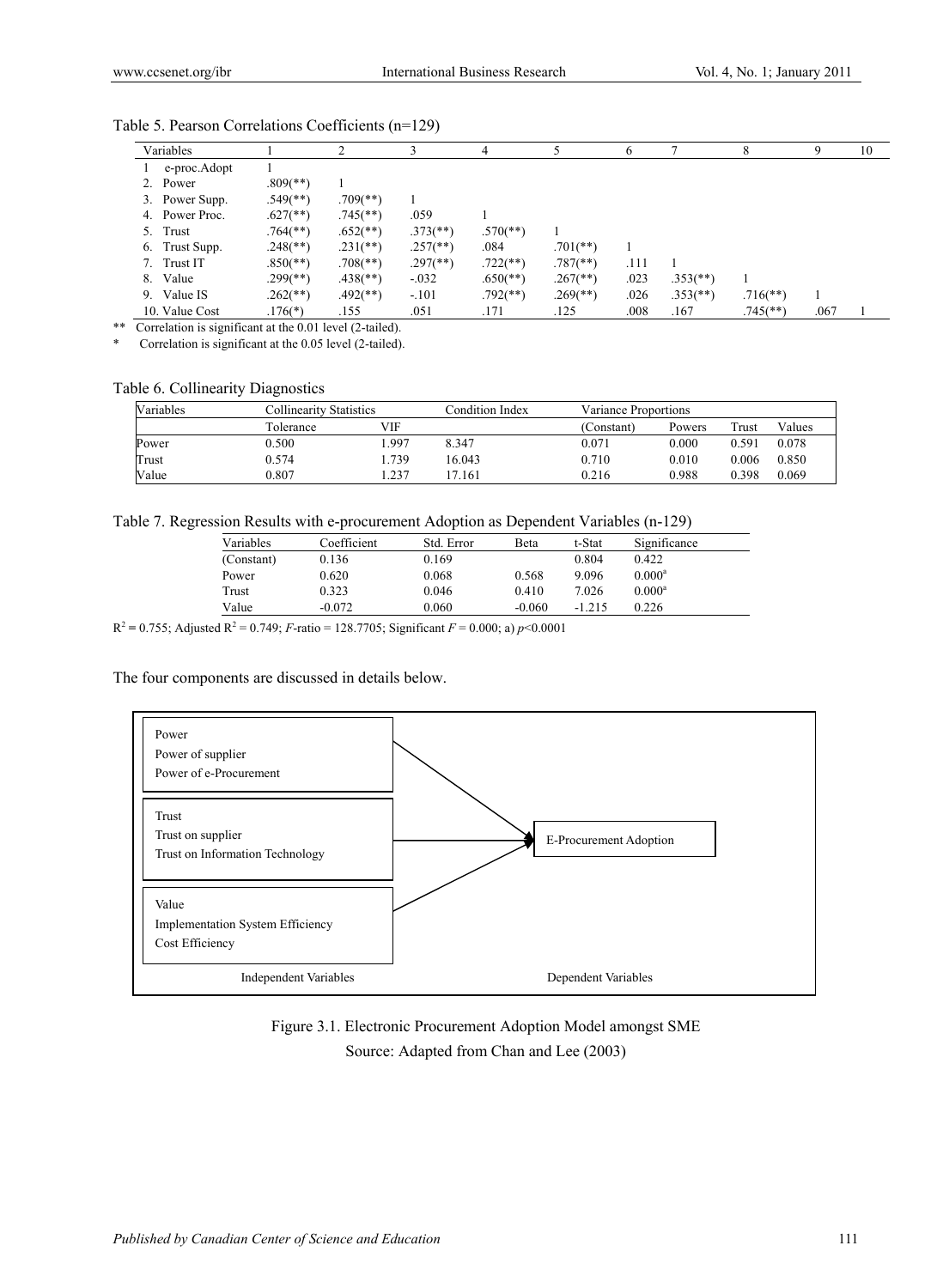Table 5. Pearson Correlations Coefficients (n=129)

| Variables | 1 | 2 | 3 | 4 | 5 | 6 | 7 | 8 | 9 | 10 |
|---|---|---|---|---|---|---|---|---|---|---|
| 1 e-proc.Adopt | 1 | | | | | | | | | |
| 2. Power | .809(**) | 1 | | | | | | | | |
| 3. Power Supp. | .549(**) | .709(**) | 1 | | | | | | | |
| 4. Power Proc. | .627(**) | .745(**) | .059 | 1 | | | | | | |
| 5. Trust | .764(**) | .652(**) | .373(**) | .570(**) | 1 | | | | | |
| 6. Trust Supp. | .248(**) | .231(**) | .257(**) | .084 | .701(**) | 1 | | | | |
| 7. Trust IT | .850(**) | .708(**) | .297(**) | .722(**) | .787(**) | .111 | 1 | | | |
| 8. Value | .299(**) | .438(**) | -.032 | .650(**) | .267(**) | .023 | .353(**) | 1 | | |
| 9. Value IS | .262(**) | .492(**) | -.101 | .792(**) | .269(**) | .026 | .353(**) | .716(**) | 1 | |
| 10. Value Cost | .176(*) | .155 | .051 | .171 | .125 | .008 | .167 | .745(**) | .067 | 1 |

** Correlation is significant at the 0.01 level (2-tailed).

* Correlation is significant at the 0.05 level (2-tailed).

Table 6. Collinearity Diagnostics

| Variables | Collinearity Statistics | | Condition Index | Variance Proportions | | | |
|---|---|---|---|---|---|---|---|
| | Tolerance | VIF | | (Constant) | Powers | Trust | Values |
| Power | 0.500 | 1.997 | 8.347 | 0.071 | 0.000 | 0.591 | 0.078 |
| Trust | 0.574 | 1.739 | 16.043 | 0.710 | 0.010 | 0.006 | 0.850 |
| Value | 0.807 | 1.237 | 17.161 | 0.216 | 0.988 | 0.398 | 0.069 |

Table 7. Regression Results with e-procurement Adoption as Dependent Variables (n-129)

| Variables | Coefficient | Std. Error | Beta | t-Stat | Significance |
|---|---|---|---|---|---|
| (Constant) | 0.136 | 0.169 | | 0.804 | 0.422 |
| Power | 0.620 | 0.068 | 0.568 | 9.096 | 0.000[a] |
| Trust | 0.323 | 0.046 | 0.410 | 7.026 | 0.000[a] |
| Value | -0.072 | 0.060 | -0.060 | -1.215 | 0.226 |

$R^2 = 0.755$; Adjusted $R^2 = 0.749$; *F*-ratio = 128.7705; Significant $F = 0.000$; a) $p<0.0001$

The four components are discussed in details below.

Power
Power of supplier
Power of e-Procurement

Trust
Trust on supplier
Trust on Information Technology

Value
Implementation System Efficiency
Cost Efficiency

E-Procurement Adoption

Independent Variables

Dependent Variables

Figure 3.1. Electronic Procurement Adoption Model amongst SME

Source: Adapted from Chan and Lee (2003)